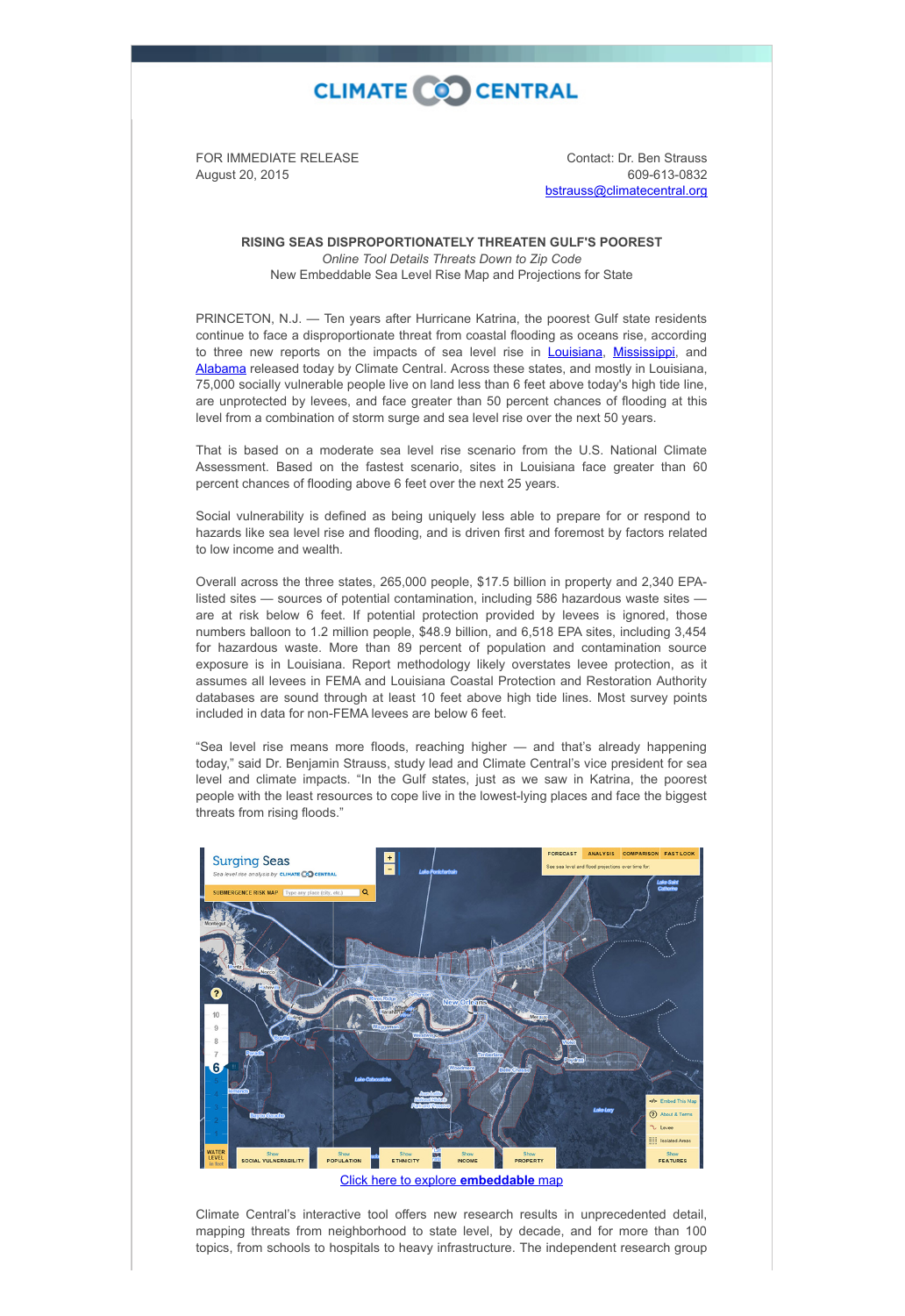CLIMATE CENTRAL

FOR IMMEDIATE RELEASE
August 20, 2015

Contact: Dr. Ben Strauss
609-613-0832
bstrauss@climatecentral.org

**RISING SEAS DISPROPORTIONATELY THREATEN GULF'S POOREST**
*Online Tool Details Threats Down to Zip Code*
New Embeddable Sea Level Rise Map and Projections for State

PRINCETON, N.J. — Ten years after Hurricane Katrina, the poorest Gulf state residents continue to face a disproportionate threat from coastal flooding as oceans rise, according to three new reports on the impacts of sea level rise in Louisiana, Mississippi, and Alabama released today by Climate Central. Across these states, and mostly in Louisiana, 75,000 socially vulnerable people live on land less than 6 feet above today's high tide line, are unprotected by levees, and face greater than 50 percent chances of flooding at this level from a combination of storm surge and sea level rise over the next 50 years.

That is based on a moderate sea level rise scenario from the U.S. National Climate Assessment. Based on the fastest scenario, sites in Louisiana face greater than 60 percent chances of flooding above 6 feet over the next 25 years.

Social vulnerability is defined as being uniquely less able to prepare for or respond to hazards like sea level rise and flooding, and is driven first and foremost by factors related to low income and wealth.

Overall across the three states, 265,000 people, $17.5 billion in property and 2,340 EPA-listed sites — sources of potential contamination, including 586 hazardous waste sites — are at risk below 6 feet. If potential protection provided by levees is ignored, those numbers balloon to 1.2 million people, $48.9 billion, and 6,518 EPA sites, including 3,454 for hazardous waste. More than 89 percent of population and contamination source exposure is in Louisiana. Report methodology likely overstates levee protection, as it assumes all levees in FEMA and Louisiana Coastal Protection and Restoration Authority databases are sound through at least 10 feet above high tide lines. Most survey points included in data for non-FEMA levees are below 6 feet.

"Sea level rise means more floods, reaching higher — and that's already happening today," said Dr. Benjamin Strauss, study lead and Climate Central's vice president for sea level and climate impacts. "In the Gulf states, just as we saw in Katrina, the poorest people with the least resources to cope live in the lowest-lying places and face the biggest threats from rising floods."

Click here to explore **embeddable** map

Climate Central's interactive tool offers new research results in unprecedented detail, mapping threats from neighborhood to state level, by decade, and for more than 100 topics, from schools to hospitals to heavy infrastructure. The independent research group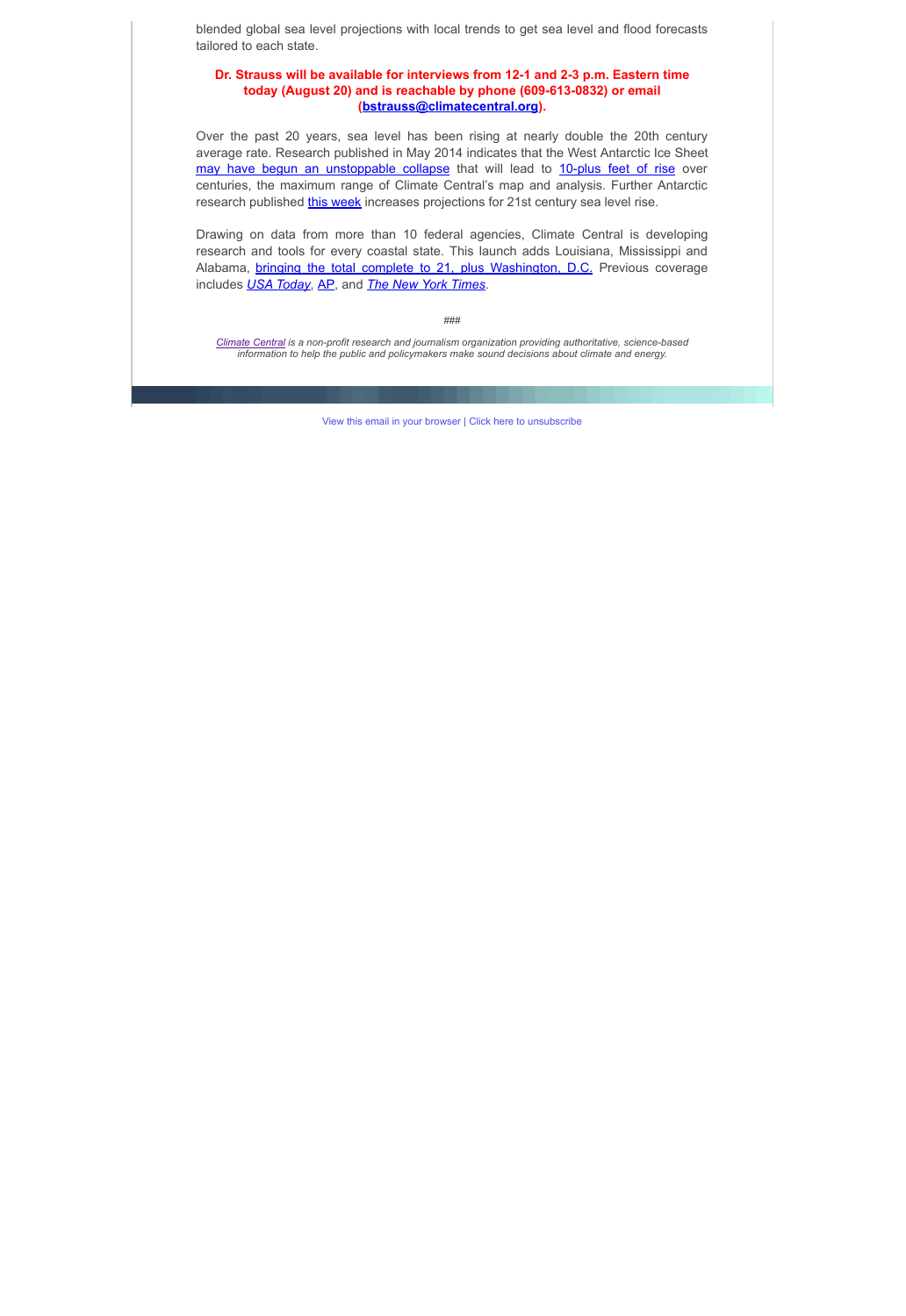blended global sea level projections with local trends to get sea level and flood forecasts tailored to each state.

**Dr. Strauss will be available for interviews from 12-1 and 2-3 p.m. Eastern time today (August 20) and is reachable by phone (609-613-0832) or email (bstrauss@climatecentral.org).**

Over the past 20 years, sea level has been rising at nearly double the 20th century average rate. Research published in May 2014 indicates that the West Antarctic Ice Sheet may have begun an unstoppable collapse that will lead to 10-plus feet of rise over centuries, the maximum range of Climate Central's map and analysis. Further Antarctic research published this week increases projections for 21st century sea level rise.

Drawing on data from more than 10 federal agencies, Climate Central is developing research and tools for every coastal state. This launch adds Louisiana, Mississippi and Alabama, bringing the total complete to 21, plus Washington, D.C. Previous coverage includes *USA Today*, AP, and *The New York Times*.

###

*Climate Central is a non-profit research and journalism organization providing authoritative, science-based information to help the public and policymakers make sound decisions about climate and energy.*

View this email in your browser | Click here to unsubscribe